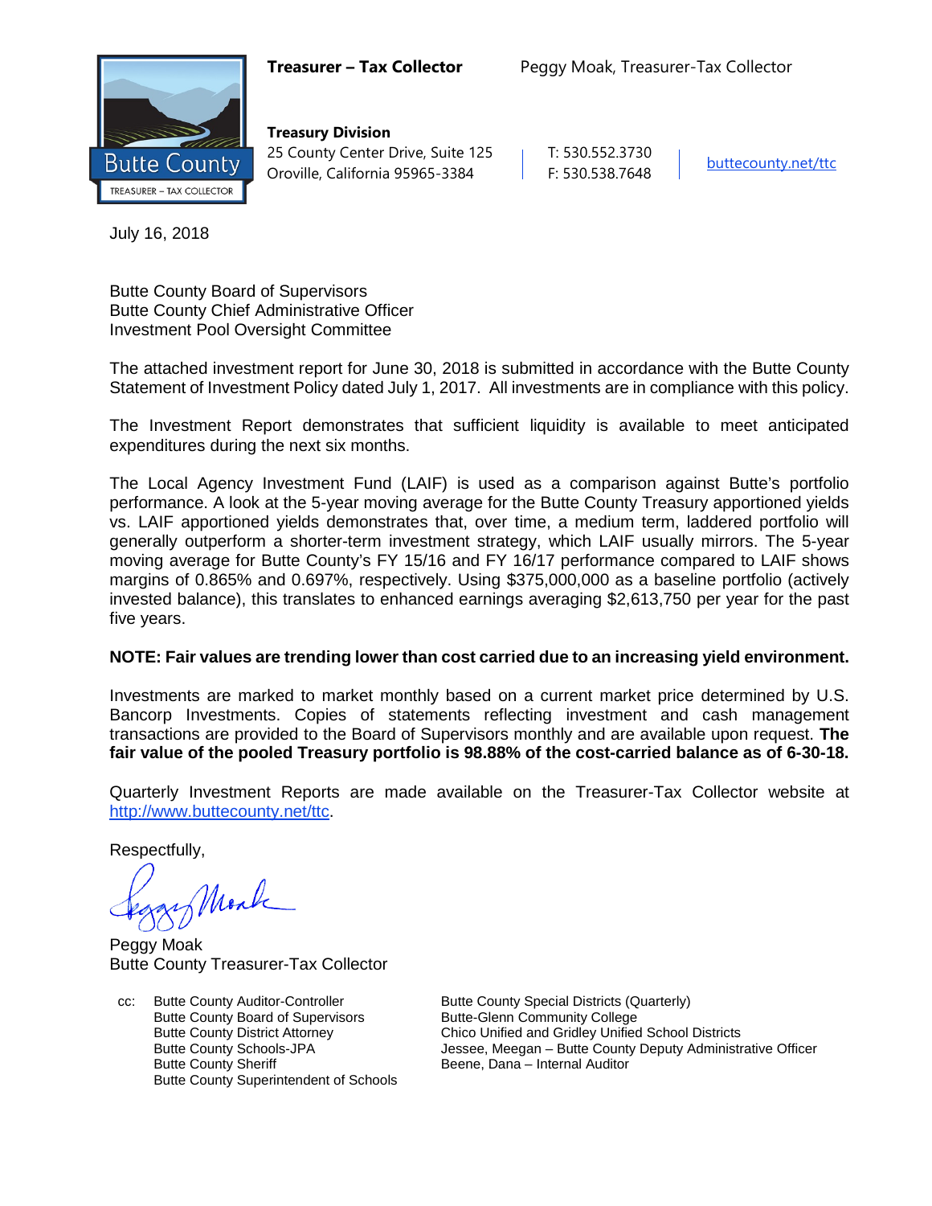**Treasurer – Tax Collector** Peggy Moak, Treasurer-Tax Collector

Butte County
TREASURER – TAX COLLECTOR

**Treasury Division**
25 County Center Drive, Suite 125
Oroville, California 95965-3384

T: 530.552.3730
F: 530.538.7648

buttecounty.net/ttc

July 16, 2018

Butte County Board of Supervisors
Butte County Chief Administrative Officer
Investment Pool Oversight Committee

The attached investment report for June 30, 2018 is submitted in accordance with the Butte County Statement of Investment Policy dated July 1, 2017. All investments are in compliance with this policy.

The Investment Report demonstrates that sufficient liquidity is available to meet anticipated expenditures during the next six months.

The Local Agency Investment Fund (LAIF) is used as a comparison against Butte's portfolio performance. A look at the 5-year moving average for the Butte County Treasury apportioned yields vs. LAIF apportioned yields demonstrates that, over time, a medium term, laddered portfolio will generally outperform a shorter-term investment strategy, which LAIF usually mirrors. The 5-year moving average for Butte County's FY 15/16 and FY 16/17 performance compared to LAIF shows margins of 0.865% and 0.697%, respectively. Using $375,000,000 as a baseline portfolio (actively invested balance), this translates to enhanced earnings averaging $2,613,750 per year for the past five years.

**NOTE: Fair values are trending lower than cost carried due to an increasing yield environment.**

Investments are marked to market monthly based on a current market price determined by U.S. Bancorp Investments. Copies of statements reflecting investment and cash management transactions are provided to the Board of Supervisors monthly and are available upon request. **The fair value of the pooled Treasury portfolio is 98.88% of the cost-carried balance as of 6-30-18.**

Quarterly Investment Reports are made available on the Treasurer-Tax Collector website at http://www.buttecounty.net/ttc.

Respectfully,

Peggy Moak
Butte County Treasurer-Tax Collector

cc: Butte County Auditor-Controller
Butte County Board of Supervisors
Butte County District Attorney
Butte County Schools-JPA
Butte County Sheriff
Butte County Superintendent of Schools
Butte County Special Districts (Quarterly)
Butte-Glenn Community College
Chico Unified and Gridley Unified School Districts
Jessee, Meegan – Butte County Deputy Administrative Officer
Beene, Dana – Internal Auditor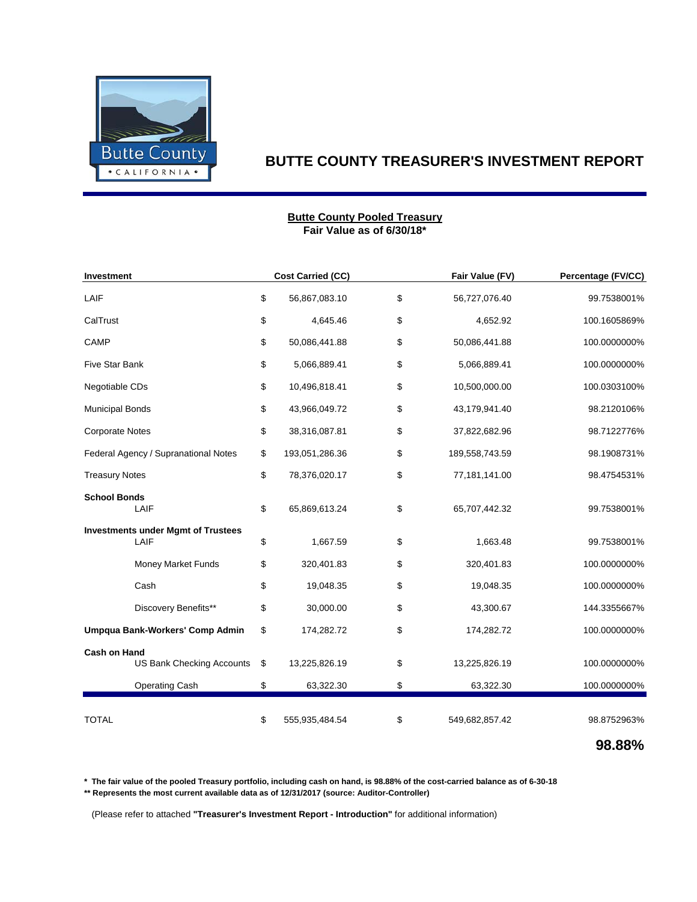# BUTTE COUNTY TREASURER'S INVESTMENT REPORT

**Butte County Pooled Treasury**
**Fair Value as of 6/30/18***

| Investment | Cost Carried (CC) | Fair Value (FV) | Percentage (FV/CC) |
|---|---|---|---|
| LAIF | $ 56,867,083.10 | $ 56,727,076.40 | 99.7538001% |
| CalTrust | $ 4,645.46 | $ 4,652.92 | 100.1605869% |
| CAMP | $ 50,086,441.88 | $ 50,086,441.88 | 100.0000000% |
| Five Star Bank | $ 5,066,889.41 | $ 5,066,889.41 | 100.0000000% |
| Negotiable CDs | $ 10,496,818.41 | $ 10,500,000.00 | 100.0303100% |
| Municipal Bonds | $ 43,966,049.72 | $ 43,179,941.40 | 98.2120106% |
| Corporate Notes | $ 38,316,087.81 | $ 37,822,682.96 | 98.7122776% |
| Federal Agency / Supranational Notes | $ 193,051,286.36 | $ 189,558,743.59 | 98.1908731% |
| Treasury Notes | $ 78,376,020.17 | $ 77,181,141.00 | 98.4754531% |
| **School Bonds** | | | |
| LAIF | $ 65,869,613.24 | $ 65,707,442.32 | 99.7538001% |
| **Investments under Mgmt of Trustees** | | | |
| LAIF | $ 1,667.59 | $ 1,663.48 | 99.7538001% |
| Money Market Funds | $ 320,401.83 | $ 320,401.83 | 100.0000000% |
| Cash | $ 19,048.35 | $ 19,048.35 | 100.0000000% |
| Discovery Benefits** | $ 30,000.00 | $ 43,300.67 | 144.3355667% |
| **Umpqua Bank-Workers' Comp Admin** | $ 174,282.72 | $ 174,282.72 | 100.0000000% |
| **Cash on Hand** | | | |
| US Bank Checking Accounts | $ 13,225,826.19 | $ 13,225,826.19 | 100.0000000% |
| Operating Cash | $ 63,322.30 | $ 63,322.30 | 100.0000000% |
| TOTAL | $ 555,935,484.54 | $ 549,682,857.42 | 98.8752963% |
| | | | **98.88%** |

**\* The fair value of the pooled Treasury portfolio, including cash on hand, is 98.88% of the cost-carried balance as of 6-30-18**

**\*\* Represents the most current available data as of 12/31/2017 (source: Auditor-Controller)**

(Please refer to attached **"Treasurer's Investment Report - Introduction"** for additional information)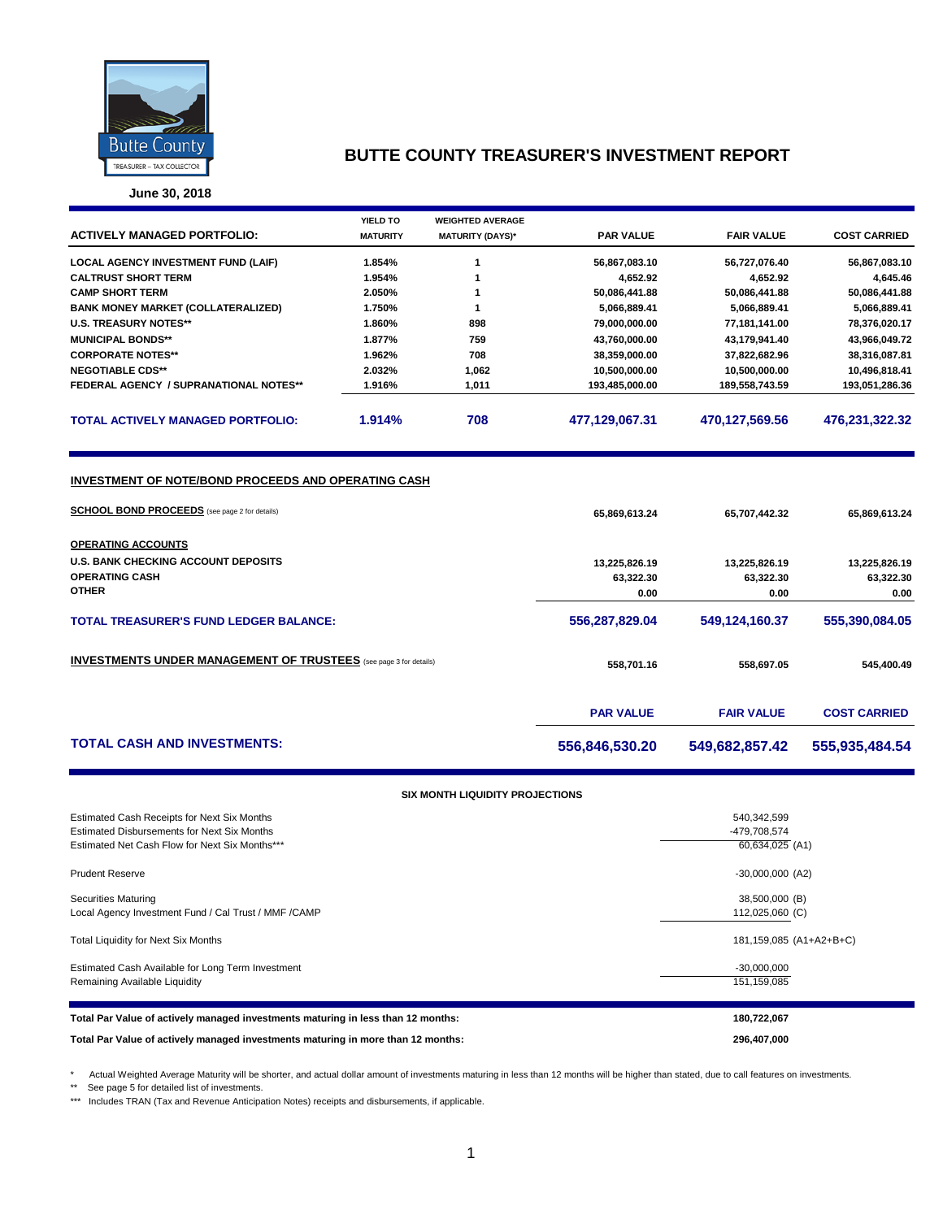# BUTTE COUNTY TREASURER'S INVESTMENT REPORT

**June 30, 2018**

| ACTIVELY MANAGED PORTFOLIO: | YIELD TO MATURITY | WEIGHTED AVERAGE MATURITY (DAYS)* | PAR VALUE | FAIR VALUE | COST CARRIED |
|---|---|---|---|---|---|
| LOCAL AGENCY INVESTMENT FUND (LAIF) | 1.854% | 1 | 56,867,083.10 | 56,727,076.40 | 56,867,083.10 |
| CALTRUST SHORT TERM | 1.954% | 1 | 4,652.92 | 4,652.92 | 4,645.46 |
| CAMP SHORT TERM | 2.050% | 1 | 50,086,441.88 | 50,086,441.88 | 50,086,441.88 |
| BANK MONEY MARKET (COLLATERALIZED) | 1.750% | 1 | 5,066,889.41 | 5,066,889.41 | 5,066,889.41 |
| U.S. TREASURY NOTES** | 1.860% | 898 | 79,000,000.00 | 77,181,141.00 | 78,376,020.17 |
| MUNICIPAL BONDS** | 1.877% | 759 | 43,760,000.00 | 43,179,941.40 | 43,966,049.72 |
| CORPORATE NOTES** | 1.962% | 708 | 38,359,000.00 | 37,822,682.96 | 38,316,087.81 |
| NEGOTIABLE CDS** | 2.032% | 1,062 | 10,500,000.00 | 10,500,000.00 | 10,496,818.41 |
| FEDERAL AGENCY / SUPRANATIONAL NOTES** | 1.916% | 1,011 | 193,485,000.00 | 189,558,743.59 | 193,051,286.36 |
| **TOTAL ACTIVELY MANAGED PORTFOLIO:** | **1.914%** | **708** | **477,129,067.31** | **470,127,569.56** | **476,231,322.32** |

## INVESTMENT OF NOTE/BOND PROCEEDS AND OPERATING CASH

| | PAR VALUE | FAIR VALUE | COST CARRIED |
|---|---|---|---|
| **SCHOOL BOND PROCEEDS** (see page 2 for details) | 65,869,613.24 | 65,707,442.32 | 65,869,613.24 |
| **OPERATING ACCOUNTS** | | | |
| U.S. BANK CHECKING ACCOUNT DEPOSITS | 13,225,826.19 | 13,225,826.19 | 13,225,826.19 |
| OPERATING CASH | 63,322.30 | 63,322.30 | 63,322.30 |
| OTHER | 0.00 | 0.00 | 0.00 |
| **TOTAL TREASURER'S FUND LEDGER BALANCE:** | **556,287,829.04** | **549,124,160.37** | **555,390,084.05** |
| **INVESTMENTS UNDER MANAGEMENT OF TRUSTEES** (see page 3 for details) | 558,701.16 | 558,697.05 | 545,400.49 |
| **TOTAL CASH AND INVESTMENTS:** | **556,846,530.20** | **549,682,857.42** | **555,935,484.54** |

## SIX MONTH LIQUIDITY PROJECTIONS

| | |
|---|---|
| Estimated Cash Receipts for Next Six Months | 540,342,599 |
| Estimated Disbursements for Next Six Months | -479,708,574 |
| Estimated Net Cash Flow for Next Six Months*** | 60,634,025 (A1) |
| Prudent Reserve | -30,000,000 (A2) |
| Securities Maturing | 38,500,000 (B) |
| Local Agency Investment Fund / Cal Trust / MMF /CAMP | 112,025,060 (C) |
| Total Liquidity for Next Six Months | 181,159,085 (A1+A2+B+C) |
| Estimated Cash Available for Long Term Investment | -30,000,000 |
| Remaining Available Liquidity | 151,159,085 |

| | |
|---|---|
| **Total Par Value of actively managed investments maturing in less than 12 months:** | **180,722,067** |
| **Total Par Value of actively managed investments maturing in more than 12 months:** | **296,407,000** |

\* Actual Weighted Average Maturity will be shorter, and actual dollar amount of investments maturing in less than 12 months will be higher than stated, due to call features on investments.

** See page 5 for detailed list of investments.

*** Includes TRAN (Tax and Revenue Anticipation Notes) receipts and disbursements, if applicable.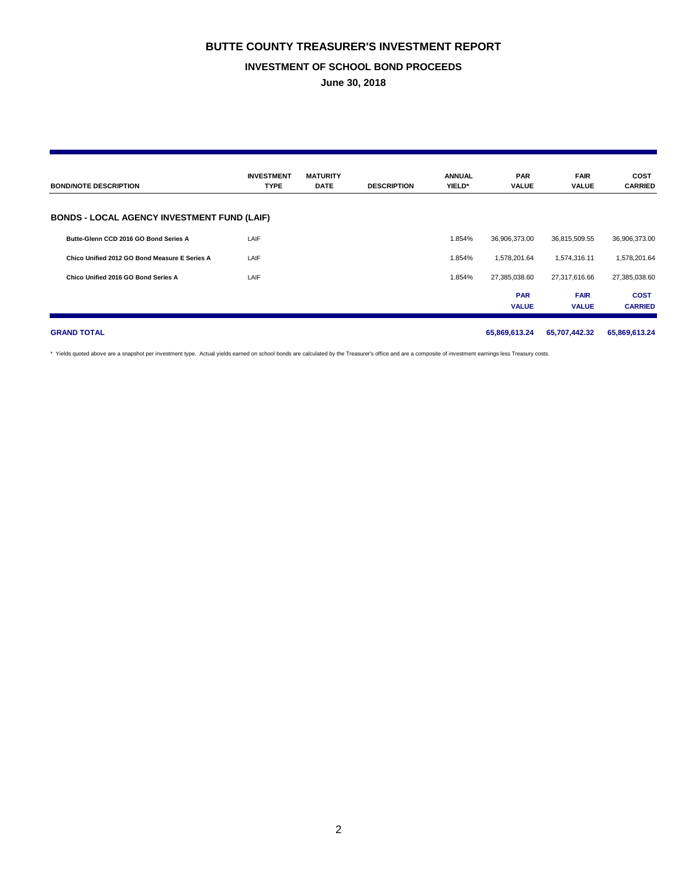# BUTTE COUNTY TREASURER'S INVESTMENT REPORT

## INVESTMENT OF SCHOOL BOND PROCEEDS

### June 30, 2018

| BOND/NOTE DESCRIPTION | INVESTMENT TYPE | MATURITY DATE | DESCRIPTION | ANNUAL YIELD* | PAR VALUE | FAIR VALUE | COST CARRIED |
|---|---|---|---|---|---|---|---|
| **BONDS - LOCAL AGENCY INVESTMENT FUND (LAIF)** | | | | | | | |
| **Butte-Glenn CCD 2016 GO Bond Series A** | LAIF | | | 1.854% | 36,906,373.00 | 36,815,509.55 | 36,906,373.00 |
| **Chico Unified 2012 GO Bond Measure E Series A** | LAIF | | | 1.854% | 1,578,201.64 | 1,574,316.11 | 1,578,201.64 |
| **Chico Unified 2016 GO Bond Series A** | LAIF | | | 1.854% | 27,385,038.60 | 27,317,616.66 | 27,385,038.60 |
| | | | | | **PAR VALUE** | **FAIR VALUE** | **COST CARRIED** |
| **GRAND TOTAL** | | | | | **65,869,613.24** | **65,707,442.32** | **65,869,613.24** |

* Yields quoted above are a snapshot per investment type. Actual yields earned on school bonds are calculated by the Treasurer's office and are a composite of investment earnings less Treasury costs.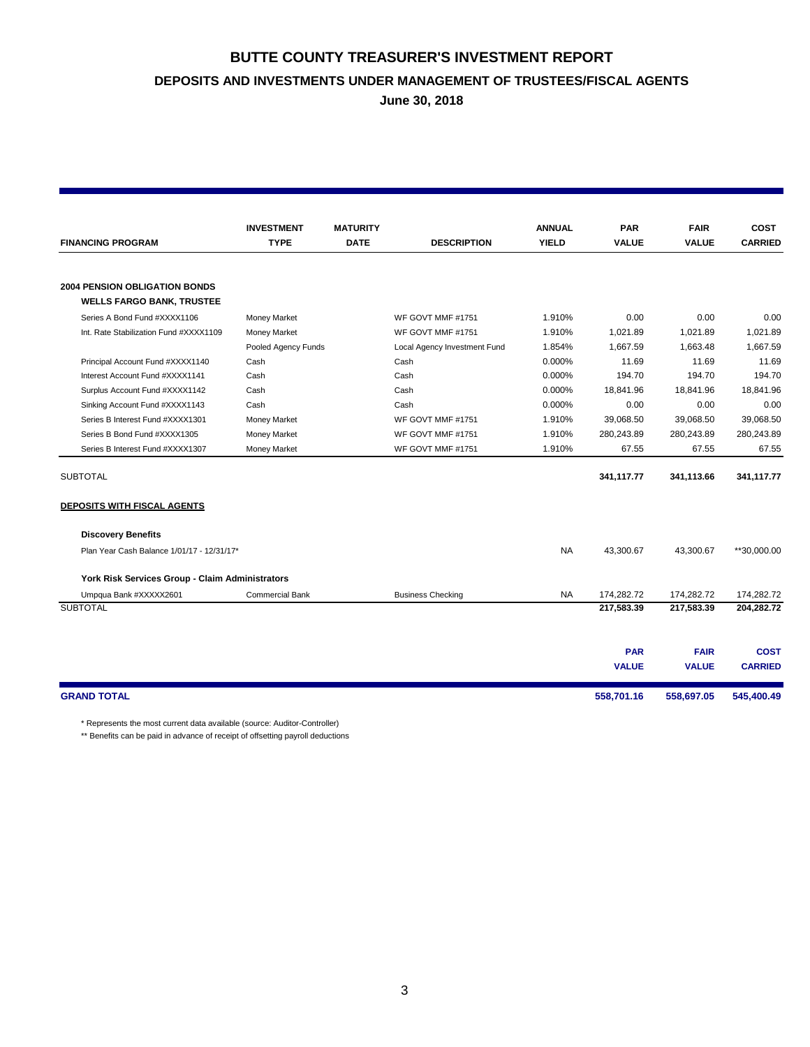# BUTTE COUNTY TREASURER'S INVESTMENT REPORT

## DEPOSITS AND INVESTMENTS UNDER MANAGEMENT OF TRUSTEES/FISCAL AGENTS

### June 30, 2018

| FINANCING PROGRAM | INVESTMENT TYPE | MATURITY DATE | DESCRIPTION | ANNUAL YIELD | PAR VALUE | FAIR VALUE | COST CARRIED |
|---|---|---|---|---|---|---|---|
| **2004 PENSION OBLIGATION BONDS** | | | | | | | |
| **WELLS FARGO BANK, TRUSTEE** | | | | | | | |
| Series A Bond Fund #XXXX1106 | Money Market | | WF GOVT MMF #1751 | 1.910% | 0.00 | 0.00 | 0.00 |
| Int. Rate Stabilization Fund #XXXX1109 | Money Market | | WF GOVT MMF #1751 | 1.910% | 1,021.89 | 1,021.89 | 1,021.89 |
| | Pooled Agency Funds | | Local Agency Investment Fund | 1.854% | 1,667.59 | 1,663.48 | 1,667.59 |
| Principal Account Fund #XXXX1140 | Cash | | Cash | 0.000% | 11.69 | 11.69 | 11.69 |
| Interest Account Fund #XXXX1141 | Cash | | Cash | 0.000% | 194.70 | 194.70 | 194.70 |
| Surplus Account Fund #XXXX1142 | Cash | | Cash | 0.000% | 18,841.96 | 18,841.96 | 18,841.96 |
| Sinking Account Fund #XXXX1143 | Cash | | Cash | 0.000% | 0.00 | 0.00 | 0.00 |
| Series B Interest Fund #XXXX1301 | Money Market | | WF GOVT MMF #1751 | 1.910% | 39,068.50 | 39,068.50 | 39,068.50 |
| Series B Bond Fund #XXXX1305 | Money Market | | WF GOVT MMF #1751 | 1.910% | 280,243.89 | 280,243.89 | 280,243.89 |
| Series B Interest Fund #XXXX1307 | Money Market | | WF GOVT MMF #1751 | 1.910% | 67.55 | 67.55 | 67.55 |
| SUBTOTAL | | | | | **341,117.77** | **341,113.66** | **341,117.77** |
| **DEPOSITS WITH FISCAL AGENTS** | | | | | | | |
| **Discovery Benefits** | | | | | | | |
| Plan Year Cash Balance 1/01/17 - 12/31/17* | | | | NA | 43,300.67 | 43,300.67 | **30,000.00 |
| **York Risk Services Group - Claim Administrators** | | | | | | | |
| Umpqua Bank #XXXXX2601 | Commercial Bank | | Business Checking | NA | 174,282.72 | 174,282.72 | 174,282.72 |
| SUBTOTAL | | | | | **217,583.39** | **217,583.39** | **204,282.72** |
| | | | | | **PAR VALUE** | **FAIR VALUE** | **COST CARRIED** |
| **GRAND TOTAL** | | | | | **558,701.16** | **558,697.05** | **545,400.49** |

\* Represents the most current data available (source: Auditor-Controller)

\*\* Benefits can be paid in advance of receipt of offsetting payroll deductions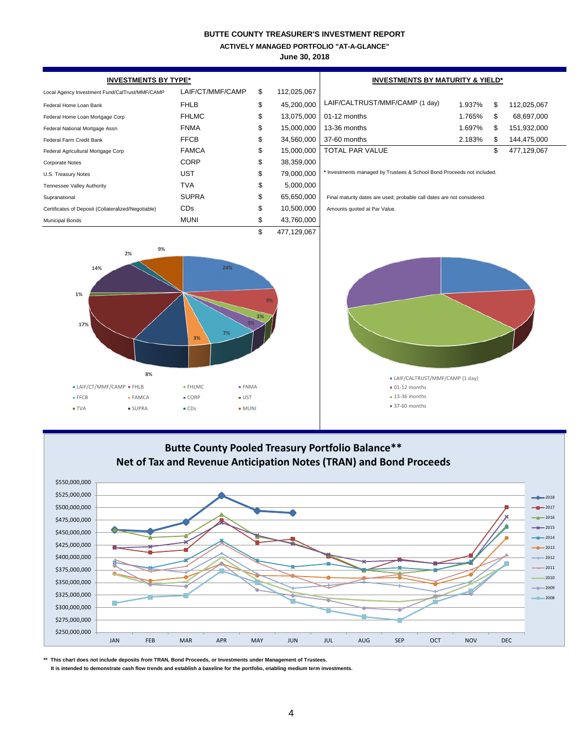**BUTTE COUNTY TREASURER'S INVESTMENT REPORT**

**ACTIVELY MANAGED PORTFOLIO "AT-A-GLANCE"**

**June 30, 2018**

## INVESTMENTS BY TYPE*

| | | | |
|---|---|---|---|
| Local Agency Investment Fund/CalTrust/MMF/CAMP | LAIF/CT/MMF/CAMP | $ | 112,025,067 |
| Federal Home Loan Bank | FHLB | $ | 45,200,000 |
| Federal Home Loan Mortgage Corp | FHLMC | $ | 13,075,000 |
| Federal National Mortgage Assn | FNMA | $ | 15,000,000 |
| Federal Farm Credit Bank | FFCB | $ | 34,560,000 |
| Federal Agricultural Mortgage Corp | FAMCA | $ | 15,000,000 |
| Corporate Notes | CORP | $ | 38,359,000 |
| U.S. Treasury Notes | UST | $ | 79,000,000 |
| Tennessee Valley Authority | TVA | $ | 5,000,000 |
| Supranational | SUPRA | $ | 65,650,000 |
| Certificates of Deposit (Collateralized/Negotiable) | CDs | $ | 10,500,000 |
| Municipal Bonds | MUNI | $ | 43,760,000 |
| | | $ | 477,129,067 |

## INVESTMENTS BY MATURITY & YIELD*

| | | | |
|---|---|---|---|
| LAIF/CALTRUST/MMF/CAMP (1 day) | 1.937% | $ | 112,025,067 |
| 01-12 months | 1.765% | $ | 68,697,000 |
| 13-36 months | 1.697% | $ | 151,932,000 |
| 37-60 months | 2.183% | $ | 144,475,000 |
| TOTAL PAR VALUE | | $ | 477,129,067 |

* Investments managed by Trustees & School Bond Proceeds not included.

Final maturity dates are used; probable call dates are not considered.

Amounts quoted at Par Value.

## Butte County Pooled Treasury Portfolio Balance**
## Net of Tax and Revenue Anticipation Notes (TRAN) and Bond Proceeds

**\*\* This chart does not include deposits from TRAN, Bond Proceeds, or Investments under Management of Trustees.**
**It is intended to demonstrate cash flow trends and establish a baseline for the portfolio, enabling medium term investments.**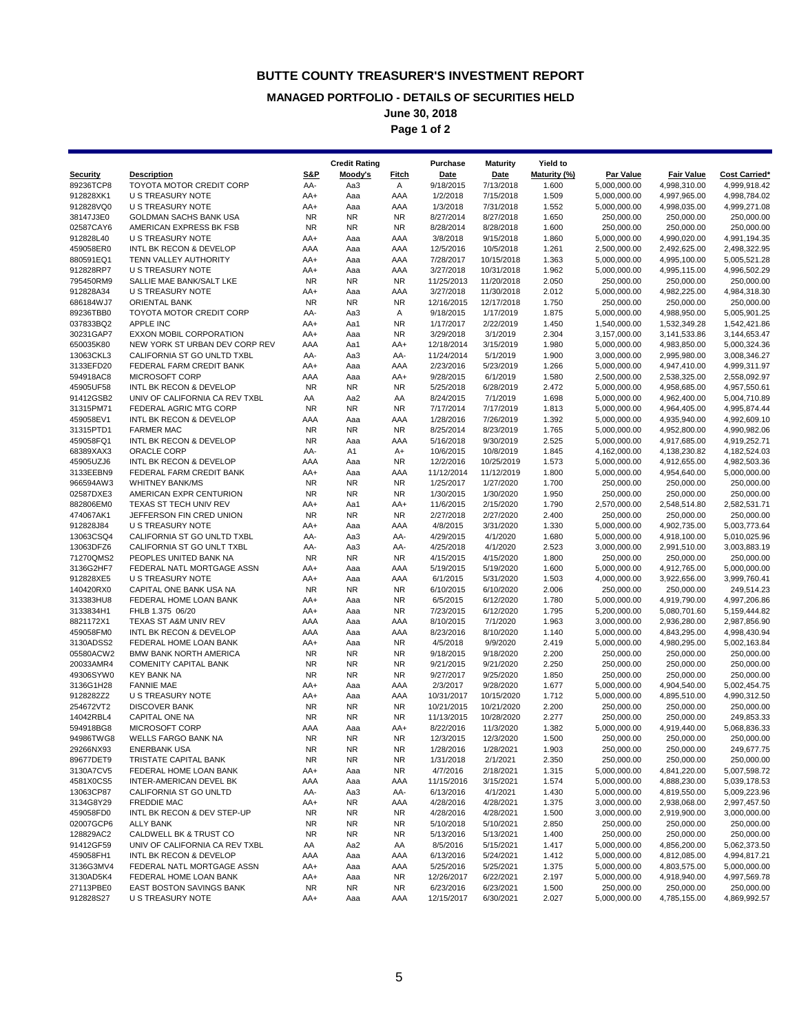# BUTTE COUNTY TREASURER'S INVESTMENT REPORT

## MANAGED PORTFOLIO - DETAILS OF SECURITIES HELD

### June 30, 2018

### Page 1 of 2

| Security | Description | Credit Rating S&P | Moody's | Fitch | Purchase Date | Maturity Date | Yield to Maturity (%) | Par Value | Fair Value | Cost Carried* |
|---|---|---|---|---|---|---|---|---|---|---|
| 89236TCP8 | TOYOTA MOTOR CREDIT CORP | AA- | Aa3 | A | 9/18/2015 | 7/13/2018 | 1.600 | 5,000,000.00 | 4,998,310.00 | 4,999,918.42 |
| 912828XK1 | U S TREASURY NOTE | AA+ | Aaa | AAA | 1/2/2018 | 7/15/2018 | 1.509 | 5,000,000.00 | 4,997,965.00 | 4,998,784.02 |
| 912828VQ0 | U S TREASURY NOTE | AA+ | Aaa | AAA | 1/3/2018 | 7/31/2018 | 1.552 | 5,000,000.00 | 4,998,035.00 | 4,999,271.08 |
| 38147J3E0 | GOLDMAN SACHS BANK USA | NR | NR | NR | 8/27/2014 | 8/27/2018 | 1.650 | 250,000.00 | 250,000.00 | 250,000.00 |
| 02587CAY6 | AMERICAN EXPRESS BK FSB | NR | NR | NR | 8/28/2014 | 8/28/2018 | 1.600 | 250,000.00 | 250,000.00 | 250,000.00 |
| 912828L40 | U S TREASURY NOTE | AA+ | Aaa | AAA | 3/8/2018 | 9/15/2018 | 1.860 | 5,000,000.00 | 4,990,020.00 | 4,991,194.35 |
| 459058ER0 | INTL BK RECON & DEVELOP | AAA | Aaa | AAA | 12/5/2016 | 10/5/2018 | 1.261 | 2,500,000.00 | 2,492,625.00 | 2,498,322.95 |
| 880591EQ1 | TENN VALLEY AUTHORITY | AA+ | Aaa | AAA | 7/28/2017 | 10/15/2018 | 1.363 | 5,000,000.00 | 4,995,100.00 | 5,005,521.28 |
| 912828RP7 | U S TREASURY NOTE | AA+ | Aaa | AAA | 3/27/2018 | 10/31/2018 | 1.962 | 5,000,000.00 | 4,995,115.00 | 4,996,502.29 |
| 795450RM9 | SALLIE MAE BANK/SALT LKE | NR | NR | NR | 11/25/2013 | 11/20/2018 | 2.050 | 250,000.00 | 250,000.00 | 250,000.00 |
| 912828A34 | U S TREASURY NOTE | AA+ | Aaa | AAA | 3/27/2018 | 11/30/2018 | 2.012 | 5,000,000.00 | 4,982,225.00 | 4,984,318.30 |
| 686184WJ7 | ORIENTAL BANK | NR | NR | NR | 12/16/2015 | 12/17/2018 | 1.750 | 250,000.00 | 250,000.00 | 250,000.00 |
| 89236TBB0 | TOYOTA MOTOR CREDIT CORP | AA- | Aa3 | A | 9/18/2015 | 1/17/2019 | 1.875 | 5,000,000.00 | 4,988,950.00 | 5,005,901.25 |
| 037833BQ2 | APPLE INC | AA+ | Aa1 | NR | 1/17/2017 | 2/22/2019 | 1.450 | 1,540,000.00 | 1,532,349.28 | 1,542,421.86 |
| 30231GAP7 | EXXON MOBIL CORPORATION | AA+ | Aaa | NR | 3/29/2018 | 3/1/2019 | 2.304 | 3,157,000.00 | 3,141,533.86 | 3,144,653.47 |
| 650035K80 | NEW YORK ST URBAN DEV CORP REV | AAA | Aa1 | AA+ | 12/18/2014 | 3/15/2019 | 1.980 | 5,000,000.00 | 4,983,850.00 | 5,000,324.36 |
| 13063CKL3 | CALIFORNIA ST GO UNLTD TXBL | AA- | Aa3 | AA- | 11/24/2014 | 5/1/2019 | 1.900 | 3,000,000.00 | 2,995,980.00 | 3,008,346.27 |
| 3133EFD20 | FEDERAL FARM CREDIT BANK | AA+ | Aaa | AAA | 2/23/2016 | 5/23/2019 | 1.266 | 5,000,000.00 | 4,947,410.00 | 4,999,311.97 |
| 594918AC8 | MICROSOFT CORP | AAA | Aaa | AA+ | 9/28/2015 | 6/1/2019 | 1.580 | 2,500,000.00 | 2,538,325.00 | 2,558,092.97 |
| 45905UF58 | INTL BK RECON & DEVELOP | NR | NR | NR | 5/25/2018 | 6/28/2019 | 2.472 | 5,000,000.00 | 4,958,685.00 | 4,957,550.61 |
| 91412GSB2 | UNIV OF CALIFORNIA CA REV TXBL | AA | Aa2 | AA | 8/24/2015 | 7/1/2019 | 1.698 | 5,000,000.00 | 4,962,400.00 | 5,004,710.89 |
| 31315PM71 | FEDERAL AGRIC MTG CORP | NR | NR | NR | 7/17/2014 | 7/17/2019 | 1.813 | 5,000,000.00 | 4,964,405.00 | 4,995,874.44 |
| 459058EV1 | INTL BK RECON & DEVELOP | AAA | Aaa | AAA | 1/28/2016 | 7/26/2019 | 1.392 | 5,000,000.00 | 4,935,940.00 | 4,992,609.10 |
| 31315PTD1 | FARMER MAC | NR | NR | NR | 8/25/2014 | 8/23/2019 | 1.765 | 5,000,000.00 | 4,952,800.00 | 4,990,982.06 |
| 459058FQ1 | INTL BK RECON & DEVELOP | NR | Aaa | AAA | 5/16/2018 | 9/30/2019 | 2.525 | 5,000,000.00 | 4,917,685.00 | 4,919,252.71 |
| 68389XAX3 | ORACLE CORP | AA- | A1 | A+ | 10/6/2015 | 10/8/2019 | 1.845 | 4,162,000.00 | 4,138,230.82 | 4,182,524.03 |
| 45905UZJ6 | INTL BK RECON & DEVELOP | AAA | Aaa | NR | 12/2/2016 | 10/25/2019 | 1.573 | 5,000,000.00 | 4,912,655.00 | 4,982,503.36 |
| 3133EEBN9 | FEDERAL FARM CREDIT BANK | AA+ | Aaa | AAA | 11/12/2014 | 11/12/2019 | 1.800 | 5,000,000.00 | 4,954,640.00 | 5,000,000.00 |
| 966594AW3 | WHITNEY BANK/MS | NR | NR | NR | 1/25/2017 | 1/27/2020 | 1.700 | 250,000.00 | 250,000.00 | 250,000.00 |
| 02587DXE3 | AMERICAN EXPR CENTURION | NR | NR | NR | 1/30/2015 | 1/30/2020 | 1.950 | 250,000.00 | 250,000.00 | 250,000.00 |
| 882806EM0 | TEXAS ST TECH UNIV REV | AA+ | Aa1 | AA+ | 11/6/2015 | 2/15/2020 | 1.790 | 2,570,000.00 | 2,548,514.80 | 2,582,531.71 |
| 474067AK1 | JEFFERSON FIN CRED UNION | NR | NR | NR | 2/27/2018 | 2/27/2020 | 2.400 | 250,000.00 | 250,000.00 | 250,000.00 |
| 912828J84 | U S TREASURY NOTE | AA+ | Aaa | AAA | 4/8/2015 | 3/31/2020 | 1.330 | 5,000,000.00 | 4,902,735.00 | 5,003,773.64 |
| 13063CSQ4 | CALIFORNIA ST GO UNLTD TXBL | AA- | Aa3 | AA- | 4/29/2015 | 4/1/2020 | 1.680 | 5,000,000.00 | 4,918,100.00 | 5,010,025.96 |
| 13063DFZ6 | CALIFORNIA ST GO UNLT TXBL | AA- | Aa3 | AA- | 4/25/2018 | 4/1/2020 | 2.523 | 3,000,000.00 | 2,991,510.00 | 3,003,883.19 |
| 71270QMS2 | PEOPLES UNITED BANK NA | NR | NR | NR | 4/15/2015 | 4/15/2020 | 1.800 | 250,000.00 | 250,000.00 | 250,000.00 |
| 3136G2HF7 | FEDERAL NATL MORTGAGE ASSN | AA+ | Aaa | AAA | 5/19/2015 | 5/19/2020 | 1.600 | 5,000,000.00 | 4,912,765.00 | 5,000,000.00 |
| 912828XE5 | U S TREASURY NOTE | AA+ | Aaa | AAA | 6/1/2015 | 5/31/2020 | 1.503 | 4,000,000.00 | 3,922,656.00 | 3,999,760.41 |
| 140420RX0 | CAPITAL ONE BANK USA NA | NR | NR | NR | 6/10/2015 | 6/10/2020 | 2.006 | 250,000.00 | 250,000.00 | 249,514.23 |
| 313383HU8 | FEDERAL HOME LOAN BANK | AA+ | Aaa | NR | 6/5/2015 | 6/12/2020 | 1.780 | 5,000,000.00 | 4,919,790.00 | 4,997,206.86 |
| 3133834H1 | FHLB 1.375 06/20 | AA+ | Aaa | NR | 7/23/2015 | 6/12/2020 | 1.795 | 5,200,000.00 | 5,080,701.60 | 5,159,444.82 |
| 8821172X1 | TEXAS ST A&M UNIV REV | AAA | Aaa | AAA | 8/10/2015 | 7/1/2020 | 1.963 | 3,000,000.00 | 2,936,280.00 | 2,987,856.90 |
| 459058FM0 | INTL BK RECON & DEVELOP | AAA | Aaa | AAA | 8/23/2016 | 8/10/2020 | 1.140 | 5,000,000.00 | 4,843,295.00 | 4,998,430.94 |
| 3130ADSS2 | FEDERAL HOME LOAN BANK | AA+ | Aaa | NR | 4/5/2018 | 9/9/2020 | 2.419 | 5,000,000.00 | 4,980,295.00 | 5,002,163.84 |
| 05580ACW2 | BMW BANK NORTH AMERICA | NR | NR | NR | 9/18/2015 | 9/18/2020 | 2.200 | 250,000.00 | 250,000.00 | 250,000.00 |
| 20033AMR4 | COMENITY CAPITAL BANK | NR | NR | NR | 9/21/2015 | 9/21/2020 | 2.250 | 250,000.00 | 250,000.00 | 250,000.00 |
| 49306SYW0 | KEY BANK NA | NR | NR | NR | 9/27/2017 | 9/25/2020 | 1.850 | 250,000.00 | 250,000.00 | 250,000.00 |
| 3136G1H28 | FANNIE MAE | AA+ | Aaa | AAA | 2/3/2017 | 9/28/2020 | 1.677 | 5,000,000.00 | 4,904,540.00 | 5,002,454.75 |
| 9128282Z2 | U S TREASURY NOTE | AA+ | Aaa | AAA | 10/31/2017 | 10/15/2020 | 1.712 | 5,000,000.00 | 4,895,510.00 | 4,990,312.50 |
| 254672VT2 | DISCOVER BANK | NR | NR | NR | 10/21/2015 | 10/21/2020 | 2.200 | 250,000.00 | 250,000.00 | 250,000.00 |
| 14042RBL4 | CAPITAL ONE NA | NR | NR | NR | 11/13/2015 | 10/28/2020 | 2.277 | 250,000.00 | 250,000.00 | 249,853.33 |
| 594918BG8 | MICROSOFT CORP | AAA | Aaa | AA+ | 8/22/2016 | 11/3/2020 | 1.382 | 5,000,000.00 | 4,919,440.00 | 5,068,836.33 |
| 94986TWG8 | WELLS FARGO BANK NA | NR | NR | NR | 12/3/2015 | 12/3/2020 | 1.500 | 250,000.00 | 250,000.00 | 250,000.00 |
| 29266NX93 | ENERBANK USA | NR | NR | NR | 1/28/2016 | 1/28/2021 | 1.903 | 250,000.00 | 250,000.00 | 249,677.75 |
| 89677DET9 | TRISTATE CAPITAL BANK | NR | NR | NR | 1/31/2018 | 2/1/2021 | 2.350 | 250,000.00 | 250,000.00 | 250,000.00 |
| 3130A7CV5 | FEDERAL HOME LOAN BANK | AA+ | Aaa | NR | 4/7/2016 | 2/18/2021 | 1.315 | 5,000,000.00 | 4,841,220.00 | 5,007,598.72 |
| 4581X0CS5 | INTER-AMERICAN DEVEL BK | AAA | Aaa | AAA | 11/15/2016 | 3/15/2021 | 1.574 | 5,000,000.00 | 4,888,230.00 | 5,039,178.53 |
| 13063CP87 | CALIFORNIA ST GO UNLTD | AA- | Aa3 | AA- | 6/13/2016 | 4/1/2021 | 1.430 | 5,000,000.00 | 4,819,550.00 | 5,009,223.96 |
| 3134G8Y29 | FREDDIE MAC | AA+ | NR | AAA | 4/28/2016 | 4/28/2021 | 1.375 | 3,000,000.00 | 2,938,068.00 | 2,997,457.50 |
| 459058FD0 | INTL BK RECON & DEV STEP-UP | NR | NR | NR | 4/28/2016 | 4/28/2021 | 1.500 | 3,000,000.00 | 2,919,900.00 | 3,000,000.00 |
| 02007GCP6 | ALLY BANK | NR | NR | NR | 5/10/2018 | 5/10/2021 | 2.850 | 250,000.00 | 250,000.00 | 250,000.00 |
| 128829AC2 | CALDWELL BK & TRUST CO | NR | NR | NR | 5/13/2016 | 5/13/2021 | 1.400 | 250,000.00 | 250,000.00 | 250,000.00 |
| 91412GF59 | UNIV OF CALIFORNIA CA REV TXBL | AA | Aa2 | AA | 8/5/2016 | 5/15/2021 | 1.417 | 5,000,000.00 | 4,856,200.00 | 5,062,373.50 |
| 459058FH1 | INTL BK RECON & DEVELOP | AAA | Aaa | AAA | 6/13/2016 | 5/24/2021 | 1.412 | 5,000,000.00 | 4,812,085.00 | 4,994,817.21 |
| 3136G3MV4 | FEDERAL NATL MORTGAGE ASSN | AA+ | Aaa | AAA | 5/25/2016 | 5/25/2021 | 1.375 | 5,000,000.00 | 4,803,575.00 | 5,000,000.00 |
| 3130AD5K4 | FEDERAL HOME LOAN BANK | AA+ | Aaa | NR | 12/26/2017 | 6/22/2021 | 2.197 | 5,000,000.00 | 4,918,940.00 | 4,997,569.78 |
| 27113PBE0 | EAST BOSTON SAVINGS BANK | NR | NR | NR | 6/23/2016 | 6/23/2021 | 1.500 | 250,000.00 | 250,000.00 | 250,000.00 |
| 912828S27 | U S TREASURY NOTE | AA+ | Aaa | AAA | 12/15/2017 | 6/30/2021 | 2.027 | 5,000,000.00 | 4,785,155.00 | 4,869,992.57 |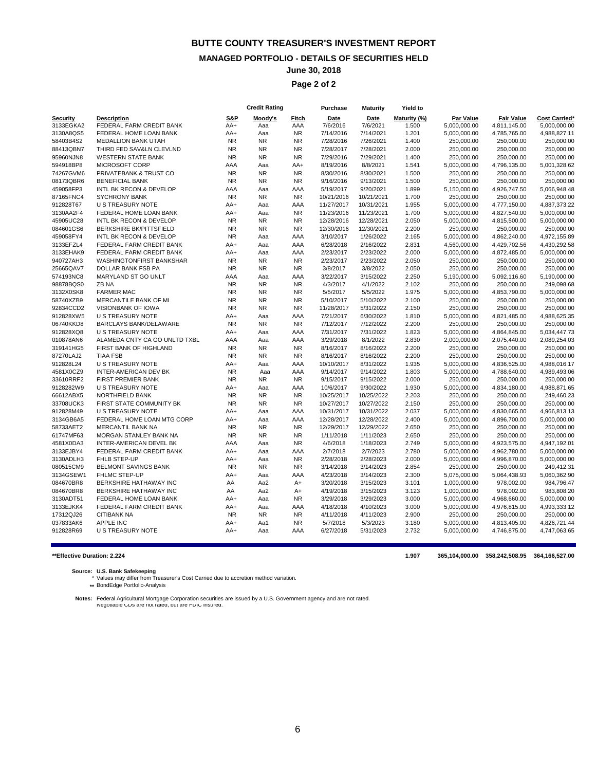# BUTTE COUNTY TREASURER'S INVESTMENT REPORT

## MANAGED PORTFOLIO - DETAILS OF SECURITIES HELD

### June 30, 2018

### Page 2 of 2

| Security | Description | Credit Rating S&P | Moody's | Fitch | Purchase Date | Maturity Date | Yield to Maturity (%) | Par Value | Fair Value | Cost Carried* |
|---|---|---|---|---|---|---|---|---|---|---|
| 3133EGKA2 | FEDERAL FARM CREDIT BANK | AA+ | Aaa | AAA | 7/6/2016 | 7/6/2021 | 1.500 | 5,000,000.00 | 4,811,145.00 | 5,000,000.00 |
| 3130A8QS5 | FEDERAL HOME LOAN BANK | AA+ | Aaa | NR | 7/14/2016 | 7/14/2021 | 1.201 | 5,000,000.00 | 4,785,765.00 | 4,988,827.11 |
| 58403B4S2 | MEDALLION BANK UTAH | NR | NR | NR | 7/28/2016 | 7/26/2021 | 1.400 | 250,000.00 | 250,000.00 | 250,000.00 |
| 88413QBN7 | THIRD FED SAV&LN CLEVLND | NR | NR | NR | 7/28/2017 | 7/28/2021 | 2.000 | 250,000.00 | 250,000.00 | 250,000.00 |
| 95960NJN8 | WESTERN STATE BANK | NR | NR | NR | 7/29/2016 | 7/29/2021 | 1.400 | 250,000.00 | 250,000.00 | 250,000.00 |
| 594918BP8 | MICROSOFT CORP | AAA | Aaa | AA+ | 8/19/2016 | 8/8/2021 | 1.541 | 5,000,000.00 | 4,796,135.00 | 5,001,328.62 |
| 74267GVM6 | PRIVATEBANK & TRUST CO | NR | NR | NR | 8/30/2016 | 8/30/2021 | 1.500 | 250,000.00 | 250,000.00 | 250,000.00 |
| 08173QBR6 | BENEFICIAL BANK | NR | NR | NR | 9/16/2016 | 9/13/2021 | 1.500 | 250,000.00 | 250,000.00 | 250,000.00 |
| 459058FP3 | INTL BK RECON & DEVELOP | AAA | Aaa | AAA | 5/19/2017 | 9/20/2021 | 1.899 | 5,150,000.00 | 4,926,747.50 | 5,066,948.48 |
| 87165FNC4 | SYCHRONY BANK | NR | NR | NR | 10/21/2016 | 10/21/2021 | 1.700 | 250,000.00 | 250,000.00 | 250,000.00 |
| 912828T67 | U S TREASURY NOTE | AA+ | Aaa | AAA | 11/27/2017 | 10/31/2021 | 1.955 | 5,000,000.00 | 4,777,150.00 | 4,887,373.22 |
| 3130AA2F4 | FEDERAL HOME LOAN BANK | AA+ | Aaa | NR | 11/23/2016 | 11/23/2021 | 1.700 | 5,000,000.00 | 4,827,540.00 | 5,000,000.00 |
| 45905UC28 | INTL BK RECON & DEVELOP | NR | NR | NR | 12/28/2016 | 12/28/2021 | 2.050 | 5,000,000.00 | 4,815,500.00 | 5,000,000.00 |
| 084601GS6 | BERKSHIRE BK/PITTSFIELD | NR | NR | NR | 12/30/2016 | 12/30/2021 | 2.200 | 250,000.00 | 250,000.00 | 250,000.00 |
| 459058FY4 | INTL BK RECON & DEVELOP | NR | Aaa | AAA | 3/10/2017 | 1/26/2022 | 2.165 | 5,000,000.00 | 4,862,240.00 | 4,972,155.89 |
| 3133EFZL4 | FEDERAL FARM CREDIT BANK | AA+ | Aaa | AAA | 6/28/2018 | 2/16/2022 | 2.831 | 4,560,000.00 | 4,429,702.56 | 4,430,292.58 |
| 3133EHAK9 | FEDERAL FARM CREDIT BANK | AA+ | Aaa | AAA | 2/23/2017 | 2/23/2022 | 2.000 | 5,000,000.00 | 4,872,485.00 | 5,000,000.00 |
| 940727AH3 | WASHINGTONFIRST BANKSHAR | NR | NR | NR | 2/23/2017 | 2/23/2022 | 2.050 | 250,000.00 | 250,000.00 | 250,000.00 |
| 25665QAV7 | DOLLAR BANK FSB PA | NR | NR | NR | 3/8/2017 | 3/8/2022 | 2.050 | 250,000.00 | 250,000.00 | 250,000.00 |
| 574193NC8 | MARYLAND ST GO UNLT | AAA | Aaa | AAA | 3/22/2017 | 3/15/2022 | 2.250 | 5,190,000.00 | 5,092,116.60 | 5,190,000.00 |
| 98878BQS0 | ZB NA | NR | NR | NR | 4/3/2017 | 4/1/2022 | 2.102 | 250,000.00 | 250,000.00 | 249,098.68 |
| 3132X0SK8 | FARMER MAC | NR | NR | NR | 5/5/2017 | 5/5/2022 | 1.975 | 5,000,000.00 | 4,853,790.00 | 5,000,000.00 |
| 58740XZB9 | MERCANTILE BANK OF MI | NR | NR | NR | 5/10/2017 | 5/10/2022 | 2.100 | 250,000.00 | 250,000.00 | 250,000.00 |
| 92834CCD2 | VISIONBANK OF IOWA | NR | NR | NR | 11/28/2017 | 5/31/2022 | 2.150 | 250,000.00 | 250,000.00 | 250,000.00 |
| 912828XW5 | U S TREASURY NOTE | AA+ | Aaa | AAA | 7/21/2017 | 6/30/2022 | 1.810 | 5,000,000.00 | 4,821,485.00 | 4,988,625.35 |
| 06740KKD8 | BARCLAYS BANK/DELAWARE | NR | NR | NR | 7/12/2017 | 7/12/2022 | 2.200 | 250,000.00 | 250,000.00 | 250,000.00 |
| 912828XQ8 | U S TREASURY NOTE | AA+ | Aaa | AAA | 7/31/2017 | 7/31/2022 | 1.823 | 5,000,000.00 | 4,864,845.00 | 5,034,447.73 |
| 010878AN6 | ALAMEDA CNTY CA GO UNLTD TXBL | AAA | Aaa | AAA | 3/29/2018 | 8/1/2022 | 2.830 | 2,000,000.00 | 2,075,440.00 | 2,089,254.03 |
| 319141HG5 | FIRST BANK OF HIGHLAND | NR | NR | NR | 8/16/2017 | 8/16/2022 | 2.200 | 250,000.00 | 250,000.00 | 250,000.00 |
| 87270LAJ2 | TIAA FSB | NR | NR | NR | 8/16/2017 | 8/16/2022 | 2.200 | 250,000.00 | 250,000.00 | 250,000.00 |
| 912828L24 | U S TREASURY NOTE | AA+ | Aaa | AAA | 10/10/2017 | 8/31/2022 | 1.935 | 5,000,000.00 | 4,836,525.00 | 4,988,016.17 |
| 4581X0CZ9 | INTER-AMERICAN DEV BK | NR | Aaa | AAA | 9/14/2017 | 9/14/2022 | 1.803 | 5,000,000.00 | 4,788,640.00 | 4,989,493.06 |
| 33610RRF2 | FIRST PREMIER BANK | NR | NR | NR | 9/15/2017 | 9/15/2022 | 2.000 | 250,000.00 | 250,000.00 | 250,000.00 |
| 9128282W9 | U S TREASURY NOTE | AA+ | Aaa | AAA | 10/6/2017 | 9/30/2022 | 1.930 | 5,000,000.00 | 4,834,180.00 | 4,988,871.65 |
| 66612ABX5 | NORTHFIELD BANK | NR | NR | NR | 10/25/2017 | 10/25/2022 | 2.203 | 250,000.00 | 250,000.00 | 249,460.23 |
| 33708UCK3 | FIRST STATE COMMUNITY BK | NR | NR | NR | 10/27/2017 | 10/27/2022 | 2.150 | 250,000.00 | 250,000.00 | 250,000.00 |
| 912828M49 | U S TREASURY NOTE | AA+ | Aaa | AAA | 10/31/2017 | 10/31/2022 | 2.037 | 5,000,000.00 | 4,830,665.00 | 4,966,813.13 |
| 3134GB6A5 | FEDERAL HOME LOAN MTG CORP | AA+ | Aaa | AAA | 12/28/2017 | 12/28/2022 | 2.400 | 5,000,000.00 | 4,896,700.00 | 5,000,000.00 |
| 58733AET2 | MERCANTIL BANK NA | NR | NR | NR | 12/29/2017 | 12/29/2022 | 2.650 | 250,000.00 | 250,000.00 | 250,000.00 |
| 61747MF63 | MORGAN STANLEY BANK NA | NR | NR | NR | 1/11/2018 | 1/11/2023 | 2.650 | 250,000.00 | 250,000.00 | 250,000.00 |
| 4581X0DA3 | INTER-AMERICAN DEVEL BK | AAA | Aaa | NR | 4/6/2018 | 1/18/2023 | 2.749 | 5,000,000.00 | 4,923,575.00 | 4,947,192.01 |
| 3133EJBY4 | FEDERAL FARM CREDIT BANK | AA+ | Aaa | AAA | 2/7/2018 | 2/7/2023 | 2.780 | 5,000,000.00 | 4,962,780.00 | 5,000,000.00 |
| 3130ADLH3 | FHLB STEP-UP | AA+ | Aaa | NR | 2/28/2018 | 2/28/2023 | 2.000 | 5,000,000.00 | 4,996,870.00 | 5,000,000.00 |
| 080515CM9 | BELMONT SAVINGS BANK | NR | NR | NR | 3/14/2018 | 3/14/2023 | 2.854 | 250,000.00 | 250,000.00 | 249,412.31 |
| 3134GSEW1 | FHLMC STEP-UP | AA+ | Aaa | AAA | 4/23/2018 | 3/14/2023 | 2.300 | 5,075,000.00 | 5,064,438.93 | 5,060,362.90 |
| 084670BR8 | BERKSHIRE HATHAWAY INC | AA | Aa2 | A+ | 3/20/2018 | 3/15/2023 | 3.101 | 1,000,000.00 | 978,002.00 | 984,796.47 |
| 084670BR8 | BERKSHIRE HATHAWAY INC | AA | Aa2 | A+ | 4/19/2018 | 3/15/2023 | 3.123 | 1,000,000.00 | 978,002.00 | 983,808.20 |
| 3130ADT51 | FEDERAL HOME LOAN BANK | AA+ | Aaa | NR | 3/29/2018 | 3/29/2023 | 3.000 | 5,000,000.00 | 4,968,660.00 | 5,000,000.00 |
| 3133EJKK4 | FEDERAL FARM CREDIT BANK | AA+ | Aaa | AAA | 4/18/2018 | 4/10/2023 | 3.000 | 5,000,000.00 | 4,976,815.00 | 4,993,333.12 |
| 17312QJ26 | CITIBANK NA | NR | NR | NR | 4/11/2018 | 4/11/2023 | 2.900 | 250,000.00 | 250,000.00 | 250,000.00 |
| 037833AK6 | APPLE INC | AA+ | Aa1 | NR | 5/7/2018 | 5/3/2023 | 3.180 | 5,000,000.00 | 4,813,405.00 | 4,826,721.44 |
| 912828R69 | U S TREASURY NOTE | AA+ | Aaa | AAA | 6/27/2018 | 5/31/2023 | 2.732 | 5,000,000.00 | 4,746,875.00 | 4,747,063.65 |
| **Effective Duration: 2.224 | | | | | | | 1.907 | 365,104,000.00 | 358,242,508.95 | 364,166,527.00 |

**Source:** U.S. Bank Safekeeping
\* Values may differ from Treasurer's Cost Carried due to accretion method variation.
** BondEdge Portfolio-Analysis

**Notes:** Federal Agricultural Mortgage Corporation securities are issued by a U.S. Government agency and are not rated.
Negotiable CDs are not rated, but are FDIC insured.